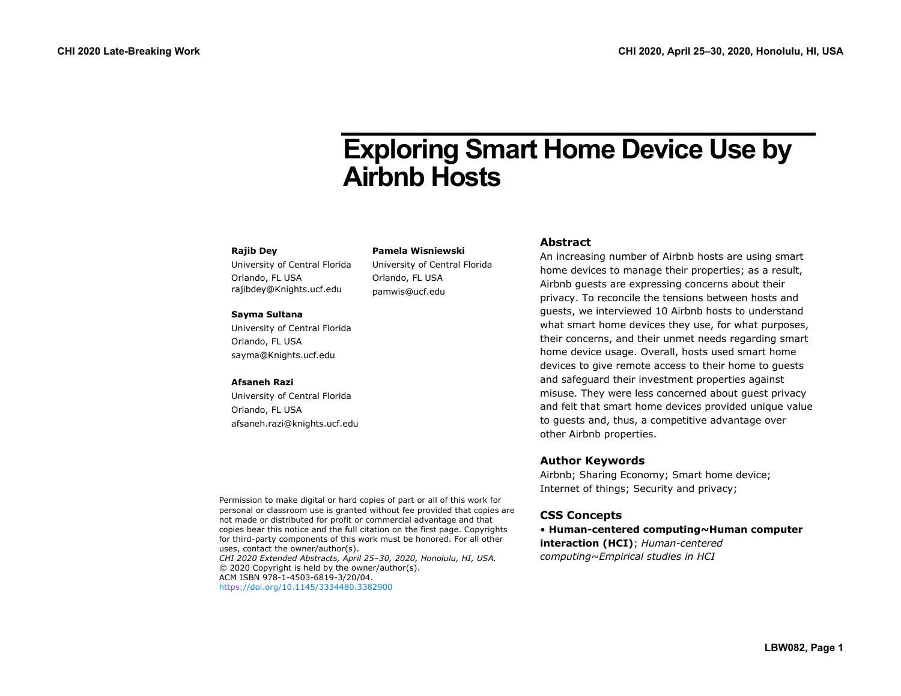# Exploring Smart Home Device Use by Airbnb Hosts

**Rajib Dey**
University of Central Florida
Orlando, FL USA
rajibdey@Knights.ucf.edu

**Sayma Sultana**
University of Central Florida
Orlando, FL USA
sayma@Knights.ucf.edu

**Afsaneh Razi**
University of Central Florida
Orlando, FL USA
afsaneh.razi@knights.ucf.edu

**Pamela Wisniewski**
University of Central Florida
Orlando, FL USA
pamwis@ucf.edu

Permission to make digital or hard copies of part or all of this work for personal or classroom use is granted without fee provided that copies are not made or distributed for profit or commercial advantage and that copies bear this notice and the full citation on the first page. Copyrights for third-party components of this work must be honored. For all other uses, contact the owner/author(s).
*CHI 2020 Extended Abstracts, April 25–30, 2020, Honolulu, HI, USA.*
© 2020 Copyright is held by the owner/author(s).
ACM ISBN 978-1-4503-6819-3/20/04.
https://doi.org/10.1145/3334480.3382900

## Abstract

An increasing number of Airbnb hosts are using smart home devices to manage their properties; as a result, Airbnb guests are expressing concerns about their privacy. To reconcile the tensions between hosts and guests, we interviewed 10 Airbnb hosts to understand what smart home devices they use, for what purposes, their concerns, and their unmet needs regarding smart home device usage. Overall, hosts used smart home devices to give remote access to their home to guests and safeguard their investment properties against misuse. They were less concerned about guest privacy and felt that smart home devices provided unique value to guests and, thus, a competitive advantage over other Airbnb properties.

## Author Keywords

Airbnb; Sharing Economy; Smart home device; Internet of things; Security and privacy;

## CSS Concepts

• **Human-centered computing~Human computer interaction (HCI)**; *Human-centered computing~Empirical studies in HCI*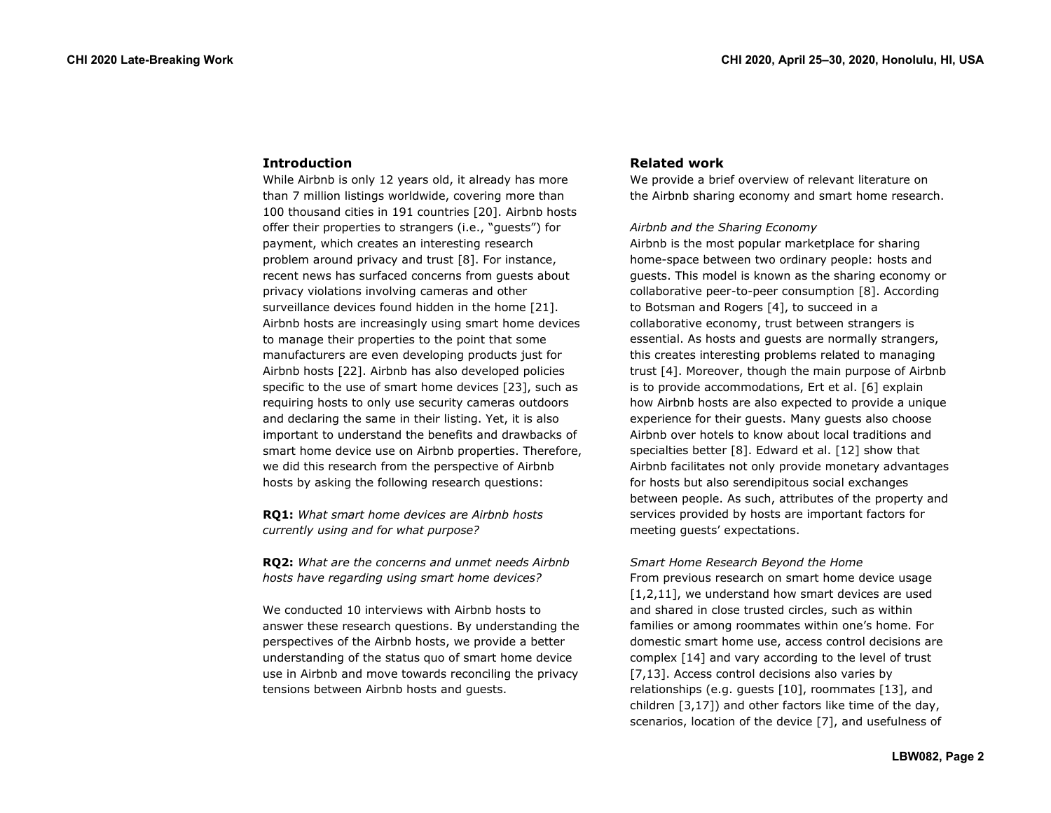## Introduction

While Airbnb is only 12 years old, it already has more than 7 million listings worldwide, covering more than 100 thousand cities in 191 countries [20]. Airbnb hosts offer their properties to strangers (i.e., "guests") for payment, which creates an interesting research problem around privacy and trust [8]. For instance, recent news has surfaced concerns from guests about privacy violations involving cameras and other surveillance devices found hidden in the home [21]. Airbnb hosts are increasingly using smart home devices to manage their properties to the point that some manufacturers are even developing products just for Airbnb hosts [22]. Airbnb has also developed policies specific to the use of smart home devices [23], such as requiring hosts to only use security cameras outdoors and declaring the same in their listing. Yet, it is also important to understand the benefits and drawbacks of smart home device use on Airbnb properties. Therefore, we did this research from the perspective of Airbnb hosts by asking the following research questions:

**RQ1:** *What smart home devices are Airbnb hosts currently using and for what purpose?*

**RQ2:** *What are the concerns and unmet needs Airbnb hosts have regarding using smart home devices?*

We conducted 10 interviews with Airbnb hosts to answer these research questions. By understanding the perspectives of the Airbnb hosts, we provide a better understanding of the status quo of smart home device use in Airbnb and move towards reconciling the privacy tensions between Airbnb hosts and guests.

## Related work

We provide a brief overview of relevant literature on the Airbnb sharing economy and smart home research.

### *Airbnb and the Sharing Economy*

Airbnb is the most popular marketplace for sharing home-space between two ordinary people: hosts and guests. This model is known as the sharing economy or collaborative peer-to-peer consumption [8]. According to Botsman and Rogers [4], to succeed in a collaborative economy, trust between strangers is essential. As hosts and guests are normally strangers, this creates interesting problems related to managing trust [4]. Moreover, though the main purpose of Airbnb is to provide accommodations, Ert et al. [6] explain how Airbnb hosts are also expected to provide a unique experience for their guests. Many guests also choose Airbnb over hotels to know about local traditions and specialties better [8]. Edward et al. [12] show that Airbnb facilitates not only provide monetary advantages for hosts but also serendipitous social exchanges between people. As such, attributes of the property and services provided by hosts are important factors for meeting guests' expectations.

### *Smart Home Research Beyond the Home*

From previous research on smart home device usage [1,2,11], we understand how smart devices are used and shared in close trusted circles, such as within families or among roommates within one's home. For domestic smart home use, access control decisions are complex [14] and vary according to the level of trust [7,13]. Access control decisions also varies by relationships (e.g. guests [10], roommates [13], and children [3,17]) and other factors like time of the day, scenarios, location of the device [7], and usefulness of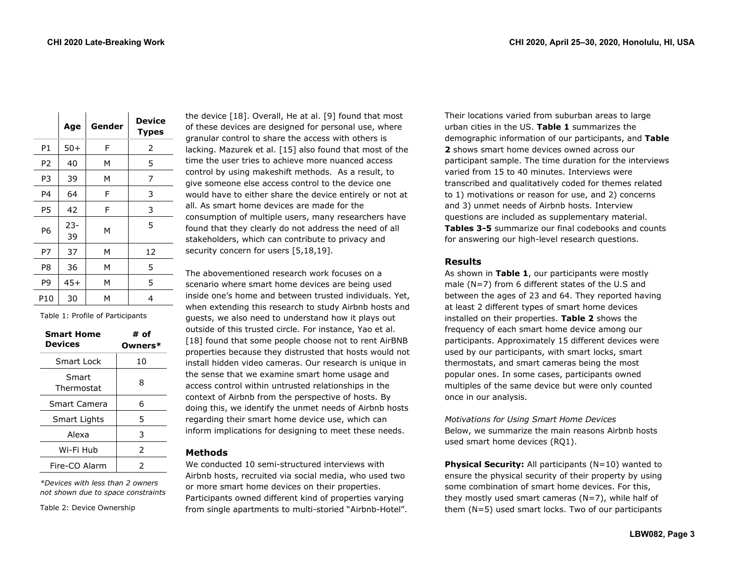| | Age | Gender | Device Types |
|---|---|---|---|
| P1 | 50+ | F | 2 |
| P2 | 40 | M | 5 |
| P3 | 39 | M | 7 |
| P4 | 64 | F | 3 |
| P5 | 42 | F | 3 |
| P6 | 23-39 | M | 5 |
| P7 | 37 | M | 12 |
| P8 | 36 | M | 5 |
| P9 | 45+ | M | 5 |
| P10 | 30 | M | 4 |

Table 1: Profile of Participants

| Smart Home Devices | # of Owners* |
|---|---|
| Smart Lock | 10 |
| Smart Thermostat | 8 |
| Smart Camera | 6 |
| Smart Lights | 5 |
| Alexa | 3 |
| Wi-Fi Hub | 2 |
| Fire-CO Alarm | 2 |

*\*Devices with less than 2 owners not shown due to space constraints*

Table 2: Device Ownership

the device [18]. Overall, He at al. [9] found that most of these devices are designed for personal use, where granular control to share the access with others is lacking. Mazurek et al. [15] also found that most of the time the user tries to achieve more nuanced access control by using makeshift methods. As a result, to give someone else access control to the device one would have to either share the device entirely or not at all. As smart home devices are made for the consumption of multiple users, many researchers have found that they clearly do not address the need of all stakeholders, which can contribute to privacy and security concern for users [5,18,19].

The abovementioned research work focuses on a scenario where smart home devices are being used inside one's home and between trusted individuals. Yet, when extending this research to study Airbnb hosts and guests, we also need to understand how it plays out outside of this trusted circle. For instance, Yao et al. [18] found that some people choose not to rent AirBNB properties because they distrusted that hosts would not install hidden video cameras. Our research is unique in the sense that we examine smart home usage and access control within untrusted relationships in the context of Airbnb from the perspective of hosts. By doing this, we identify the unmet needs of Airbnb hosts regarding their smart home device use, which can inform implications for designing to meet these needs.

## Methods

We conducted 10 semi-structured interviews with Airbnb hosts, recruited via social media, who used two or more smart home devices on their properties. Participants owned different kind of properties varying from single apartments to multi-storied "Airbnb-Hotel". Their locations varied from suburban areas to large urban cities in the US. **Table 1** summarizes the demographic information of our participants, and **Table 2** shows smart home devices owned across our participant sample. The time duration for the interviews varied from 15 to 40 minutes. Interviews were transcribed and qualitatively coded for themes related to 1) motivations or reason for use, and 2) concerns and 3) unmet needs of Airbnb hosts. Interview questions are included as supplementary material. **Tables 3-5** summarize our final codebooks and counts for answering our high-level research questions.

## Results

As shown in **Table 1**, our participants were mostly male (N=7) from 6 different states of the U.S and between the ages of 23 and 64. They reported having at least 2 different types of smart home devices installed on their properties. **Table 2** shows the frequency of each smart home device among our participants. Approximately 15 different devices were used by our participants, with smart locks, smart thermostats, and smart cameras being the most popular ones. In some cases, participants owned multiples of the same device but were only counted once in our analysis.

*Motivations for Using Smart Home Devices*

Below, we summarize the main reasons Airbnb hosts used smart home devices (RQ1).

**Physical Security:** All participants (N=10) wanted to ensure the physical security of their property by using some combination of smart home devices. For this, they mostly used smart cameras (N=7), while half of them (N=5) used smart locks. Two of our participants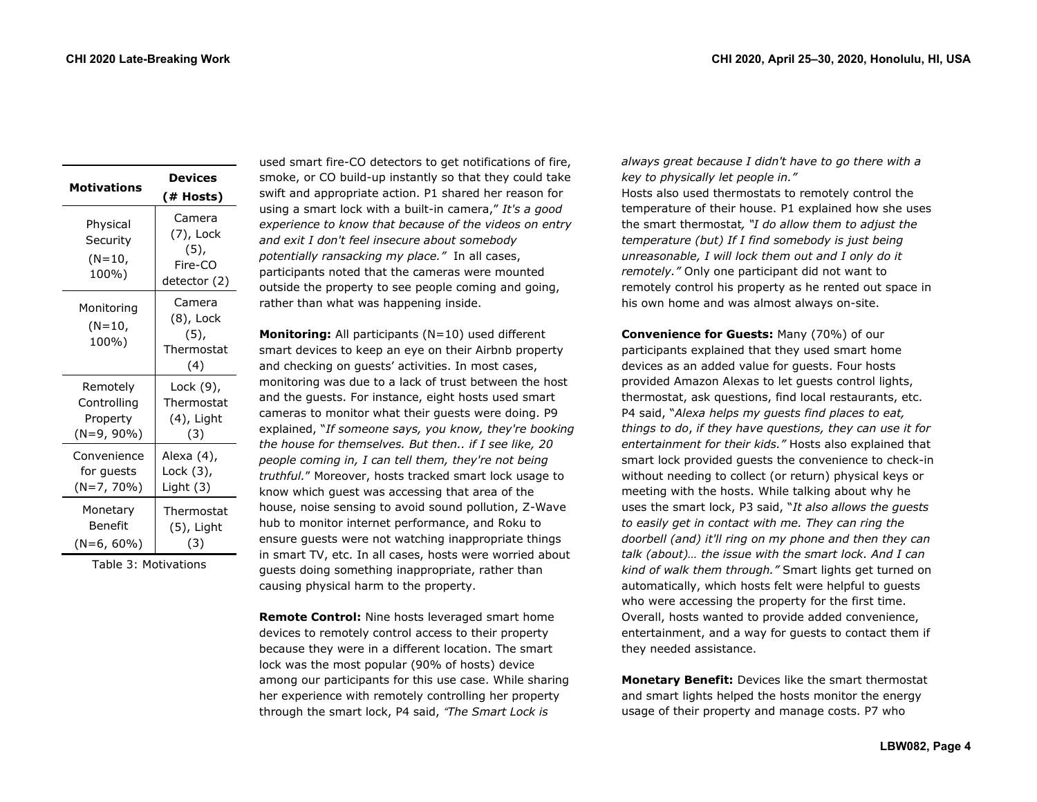| Motivations | Devices (# Hosts) |
|---|---|
| Physical Security (N=10, 100%) | Camera (7), Lock (5), Fire-CO detector (2) |
| Monitoring (N=10, 100%) | Camera (8), Lock (5), Thermostat (4) |
| Remotely Controlling Property (N=9, 90%) | Lock (9), Thermostat (4), Light (3) |
| Convenience for guests (N=7, 70%) | Alexa (4), Lock (3), Light (3) |
| Monetary Benefit (N=6, 60%) | Thermostat (5), Light (3) |

Table 3: Motivations

used smart fire-CO detectors to get notifications of fire, smoke, or CO build-up instantly so that they could take swift and appropriate action. P1 shared her reason for using a smart lock with a built-in camera," *It's a good experience to know that because of the videos on entry and exit I don't feel insecure about somebody potentially ransacking my place."* In all cases, participants noted that the cameras were mounted outside the property to see people coming and going, rather than what was happening inside.

**Monitoring:** All participants (N=10) used different smart devices to keep an eye on their Airbnb property and checking on guests' activities. In most cases, monitoring was due to a lack of trust between the host and the guests. For instance, eight hosts used smart cameras to monitor what their guests were doing. P9 explained, "*If someone says, you know, they're booking the house for themselves. But then.. if I see like, 20 people coming in, I can tell them, they're not being truthful.*" Moreover, hosts tracked smart lock usage to know which guest was accessing that area of the house, noise sensing to avoid sound pollution, Z-Wave hub to monitor internet performance, and Roku to ensure guests were not watching inappropriate things in smart TV, etc. In all cases, hosts were worried about guests doing something inappropriate, rather than causing physical harm to the property.

**Remote Control:** Nine hosts leveraged smart home devices to remotely control access to their property because they were in a different location. The smart lock was the most popular (90% of hosts) device among our participants for this use case. While sharing her experience with remotely controlling her property through the smart lock, P4 said, *"The Smart Lock is always great because I didn't have to go there with a key to physically let people in."*

Hosts also used thermostats to remotely control the temperature of their house. P1 explained how she uses the smart thermostat, *"I do allow them to adjust the temperature (but) If I find somebody is just being unreasonable, I will lock them out and I only do it remotely."* Only one participant did not want to remotely control his property as he rented out space in his own home and was almost always on-site.

**Convenience for Guests:** Many (70%) of our participants explained that they used smart home devices as an added value for guests. Four hosts provided Amazon Alexas to let guests control lights, thermostat, ask questions, find local restaurants, etc. P4 said, "*Alexa helps my guests find places to eat, things to do, if they have questions, they can use it for entertainment for their kids."* Hosts also explained that smart lock provided guests the convenience to check-in without needing to collect (or return) physical keys or meeting with the hosts. While talking about why he uses the smart lock, P3 said, "*It also allows the guests to easily get in contact with me. They can ring the doorbell (and) it'll ring on my phone and then they can talk (about)… the issue with the smart lock. And I can kind of walk them through."* Smart lights get turned on automatically, which hosts felt were helpful to guests who were accessing the property for the first time. Overall, hosts wanted to provide added convenience, entertainment, and a way for guests to contact them if they needed assistance.

**Monetary Benefit:** Devices like the smart thermostat and smart lights helped the hosts monitor the energy usage of their property and manage costs. P7 who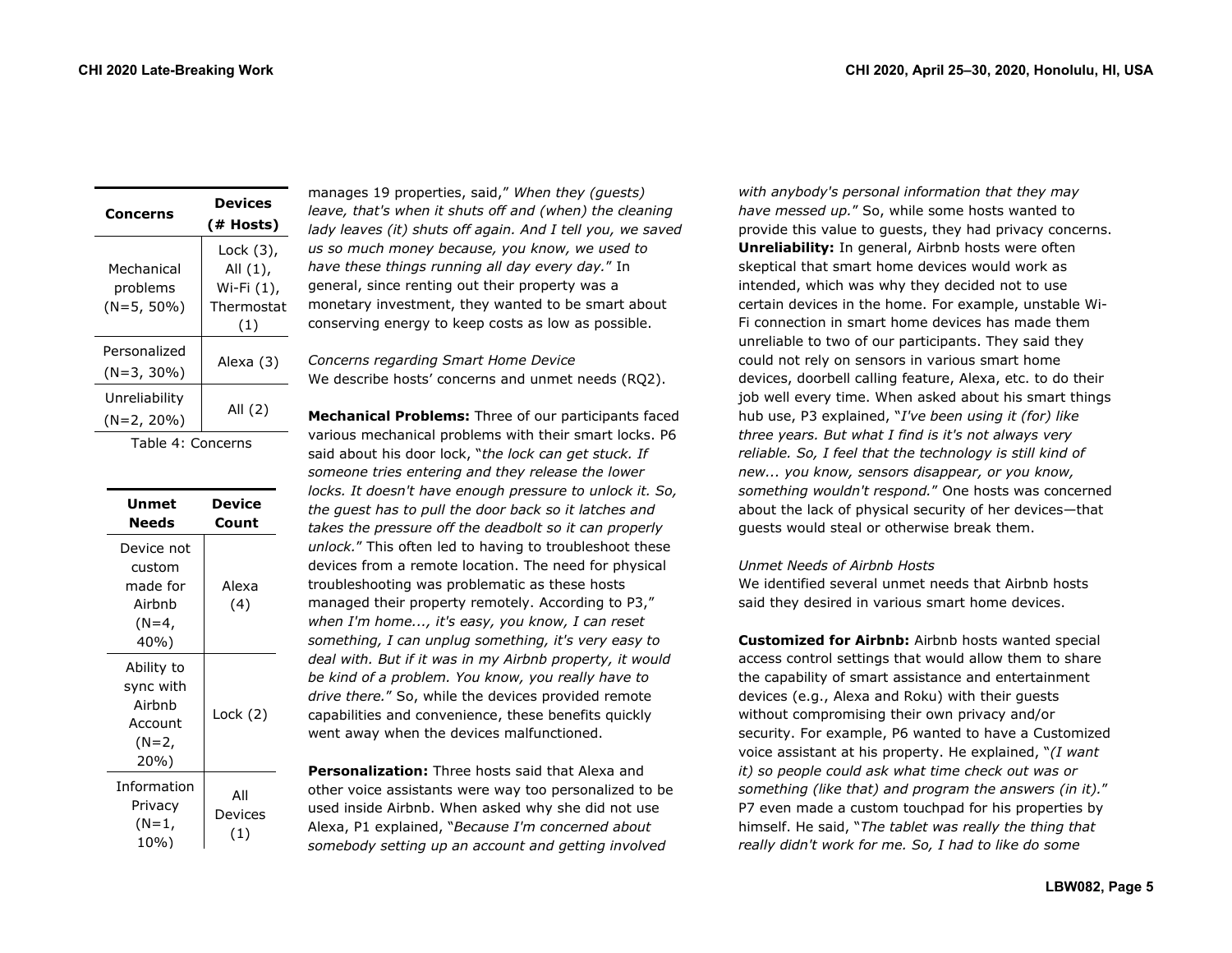| Concerns | Devices (# Hosts) |
| --- | --- |
| Mechanical problems (N=5, 50%) | Lock (3), All (1), Wi-Fi (1), Thermostat (1) |
| Personalized (N=3, 30%) | Alexa (3) |
| Unreliability (N=2, 20%) | All (2) |

Table 4: Concerns

| Unmet Needs | Device Count |
| --- | --- |
| Device not custom made for Airbnb (N=4, 40%) | Alexa (4) |
| Ability to sync with Airbnb Account (N=2, 20%) | Lock (2) |
| Information Privacy (N=1, 10%) | All Devices (1) |

manages 19 properties, said," *When they (guests) leave, that's when it shuts off and (when) the cleaning lady leaves (it) shuts off again. And I tell you, we saved us so much money because, you know, we used to have these things running all day every day.*" In general, since renting out their property was a monetary investment, they wanted to be smart about conserving energy to keep costs as low as possible.

*Concerns regarding Smart Home Device*

We describe hosts' concerns and unmet needs (RQ2).

**Mechanical Problems:** Three of our participants faced various mechanical problems with their smart locks. P6 said about his door lock, "*the lock can get stuck. If someone tries entering and they release the lower locks. It doesn't have enough pressure to unlock it. So, the guest has to pull the door back so it latches and takes the pressure off the deadbolt so it can properly unlock.*" This often led to having to troubleshoot these devices from a remote location. The need for physical troubleshooting was problematic as these hosts managed their property remotely. According to P3," *when I'm home..., it's easy, you know, I can reset something, I can unplug something, it's very easy to deal with. But if it was in my Airbnb property, it would be kind of a problem. You know, you really have to drive there.*" So, while the devices provided remote capabilities and convenience, these benefits quickly went away when the devices malfunctioned.

**Personalization:** Three hosts said that Alexa and other voice assistants were way too personalized to be used inside Airbnb. When asked why she did not use Alexa, P1 explained, "*Because I'm concerned about somebody setting up an account and getting involved with anybody's personal information that they may have messed up.*" So, while some hosts wanted to provide this value to guests, they had privacy concerns.

**Unreliability:** In general, Airbnb hosts were often skeptical that smart home devices would work as intended, which was why they decided not to use certain devices in the home. For example, unstable Wi-Fi connection in smart home devices has made them unreliable to two of our participants. They said they could not rely on sensors in various smart home devices, doorbell calling feature, Alexa, etc. to do their job well every time. When asked about his smart things hub use, P3 explained, "*I've been using it (for) like three years. But what I find is it's not always very reliable. So, I feel that the technology is still kind of new... you know, sensors disappear, or you know, something wouldn't respond.*" One hosts was concerned about the lack of physical security of her devices—that guests would steal or otherwise break them.

*Unmet Needs of Airbnb Hosts*

We identified several unmet needs that Airbnb hosts said they desired in various smart home devices.

**Customized for Airbnb:** Airbnb hosts wanted special access control settings that would allow them to share the capability of smart assistance and entertainment devices (e.g., Alexa and Roku) with their guests without compromising their own privacy and/or security. For example, P6 wanted to have a Customized voice assistant at his property. He explained, "*(I want it) so people could ask what time check out was or something (like that) and program the answers (in it).*" P7 even made a custom touchpad for his properties by himself. He said, "*The tablet was really the thing that really didn't work for me. So, I had to like do some*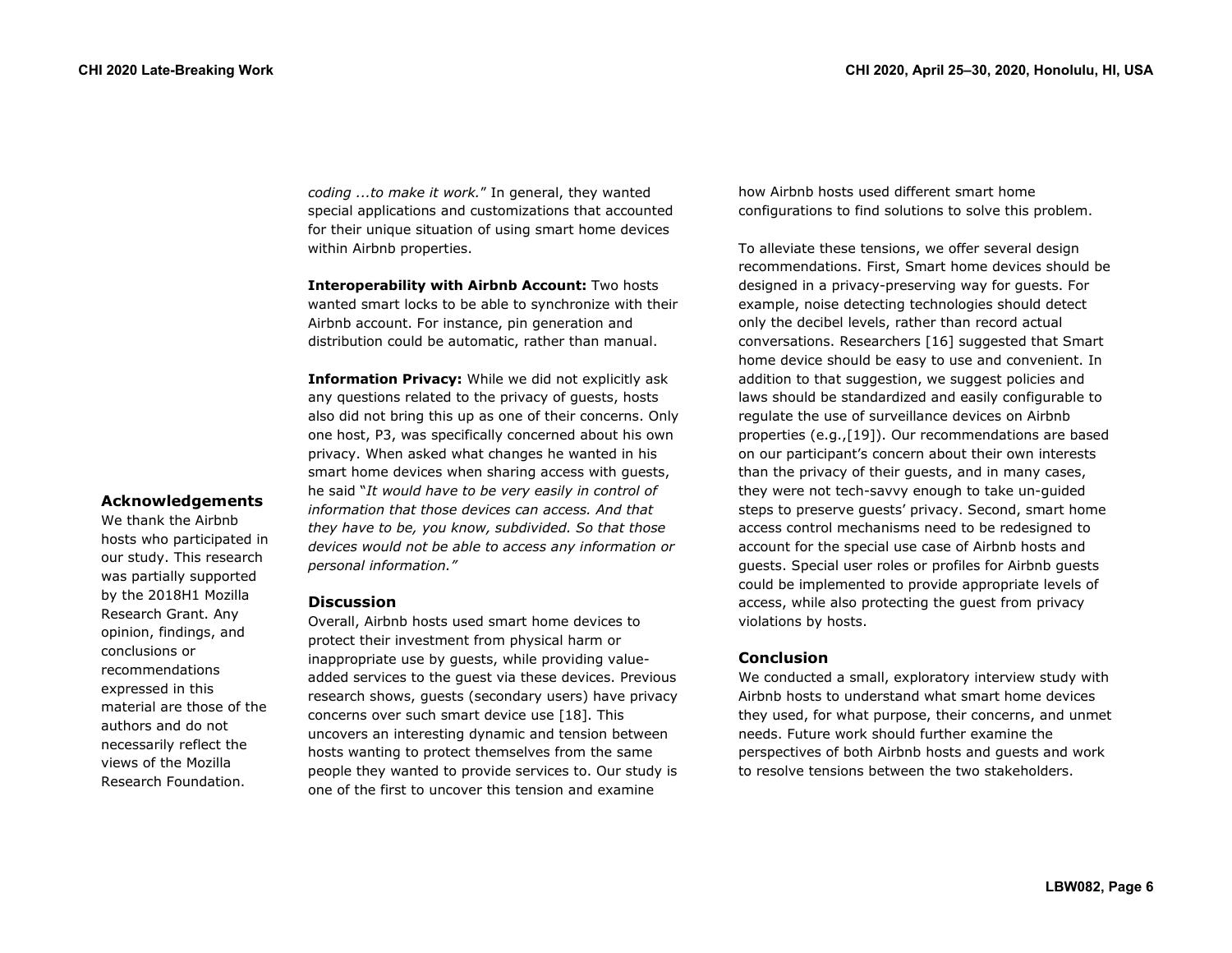*coding ...to make it work.*" In general, they wanted special applications and customizations that accounted for their unique situation of using smart home devices within Airbnb properties.

**Interoperability with Airbnb Account:** Two hosts wanted smart locks to be able to synchronize with their Airbnb account. For instance, pin generation and distribution could be automatic, rather than manual.

**Information Privacy:** While we did not explicitly ask any questions related to the privacy of guests, hosts also did not bring this up as one of their concerns. Only one host, P3, was specifically concerned about his own privacy. When asked what changes he wanted in his smart home devices when sharing access with guests, he said "*It would have to be very easily in control of information that those devices can access. And that they have to be, you know, subdivided. So that those devices would not be able to access any information or personal information."*

## Discussion

Overall, Airbnb hosts used smart home devices to protect their investment from physical harm or inappropriate use by guests, while providing value-added services to the guest via these devices. Previous research shows, guests (secondary users) have privacy concerns over such smart device use [18]. This uncovers an interesting dynamic and tension between hosts wanting to protect themselves from the same people they wanted to provide services to. Our study is one of the first to uncover this tension and examine how Airbnb hosts used different smart home configurations to find solutions to solve this problem.

To alleviate these tensions, we offer several design recommendations. First, Smart home devices should be designed in a privacy-preserving way for guests. For example, noise detecting technologies should detect only the decibel levels, rather than record actual conversations. Researchers [16] suggested that Smart home device should be easy to use and convenient. In addition to that suggestion, we suggest policies and laws should be standardized and easily configurable to regulate the use of surveillance devices on Airbnb properties (e.g.,[19]). Our recommendations are based on our participant's concern about their own interests than the privacy of their guests, and in many cases, they were not tech-savvy enough to take un-guided steps to preserve guests' privacy. Second, smart home access control mechanisms need to be redesigned to account for the special use case of Airbnb hosts and guests. Special user roles or profiles for Airbnb guests could be implemented to provide appropriate levels of access, while also protecting the guest from privacy violations by hosts.

## Conclusion

We conducted a small, exploratory interview study with Airbnb hosts to understand what smart home devices they used, for what purpose, their concerns, and unmet needs. Future work should further examine the perspectives of both Airbnb hosts and guests and work to resolve tensions between the two stakeholders.

## Acknowledgements

We thank the Airbnb hosts who participated in our study. This research was partially supported by the 2018H1 Mozilla Research Grant. Any opinion, findings, and conclusions or recommendations expressed in this material are those of the authors and do not necessarily reflect the views of the Mozilla Research Foundation.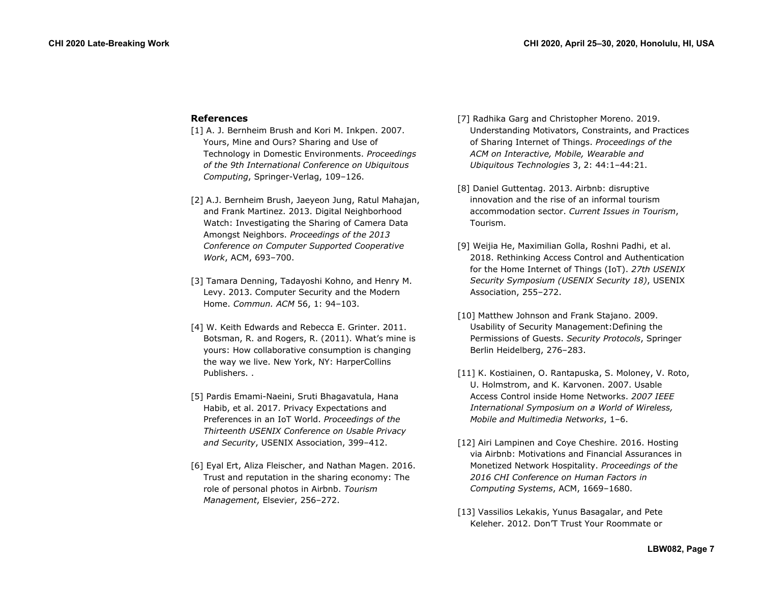## References

[1] A. J. Bernheim Brush and Kori M. Inkpen. 2007. Yours, Mine and Ours? Sharing and Use of Technology in Domestic Environments. *Proceedings of the 9th International Conference on Ubiquitous Computing*, Springer-Verlag, 109–126.

[2] A.J. Bernheim Brush, Jaeyeon Jung, Ratul Mahajan, and Frank Martinez. 2013. Digital Neighborhood Watch: Investigating the Sharing of Camera Data Amongst Neighbors. *Proceedings of the 2013 Conference on Computer Supported Cooperative Work*, ACM, 693–700.

[3] Tamara Denning, Tadayoshi Kohno, and Henry M. Levy. 2013. Computer Security and the Modern Home. *Commun. ACM* 56, 1: 94–103.

[4] W. Keith Edwards and Rebecca E. Grinter. 2011. Botsman, R. and Rogers, R. (2011). What's mine is yours: How collaborative consumption is changing the way we live. New York, NY: HarperCollins Publishers. .

[5] Pardis Emami-Naeini, Sruti Bhagavatula, Hana Habib, et al. 2017. Privacy Expectations and Preferences in an IoT World. *Proceedings of the Thirteenth USENIX Conference on Usable Privacy and Security*, USENIX Association, 399–412.

[6] Eyal Ert, Aliza Fleischer, and Nathan Magen. 2016. Trust and reputation in the sharing economy: The role of personal photos in Airbnb. *Tourism Management*, Elsevier, 256–272.

[7] Radhika Garg and Christopher Moreno. 2019. Understanding Motivators, Constraints, and Practices of Sharing Internet of Things. *Proceedings of the ACM on Interactive, Mobile, Wearable and Ubiquitous Technologies* 3, 2: 44:1–44:21.

[8] Daniel Guttentag. 2013. Airbnb: disruptive innovation and the rise of an informal tourism accommodation sector. *Current Issues in Tourism*, Tourism.

[9] Weijia He, Maximilian Golla, Roshni Padhi, et al. 2018. Rethinking Access Control and Authentication for the Home Internet of Things (IoT). *27th USENIX Security Symposium (USENIX Security 18)*, USENIX Association, 255–272.

[10] Matthew Johnson and Frank Stajano. 2009. Usability of Security Management:Defining the Permissions of Guests. *Security Protocols*, Springer Berlin Heidelberg, 276–283.

[11] K. Kostiainen, O. Rantapuska, S. Moloney, V. Roto, U. Holmstrom, and K. Karvonen. 2007. Usable Access Control inside Home Networks. *2007 IEEE International Symposium on a World of Wireless, Mobile and Multimedia Networks*, 1–6.

[12] Airi Lampinen and Coye Cheshire. 2016. Hosting via Airbnb: Motivations and Financial Assurances in Monetized Network Hospitality. *Proceedings of the 2016 CHI Conference on Human Factors in Computing Systems*, ACM, 1669–1680.

[13] Vassilios Lekakis, Yunus Basagalar, and Pete Keleher. 2012. Don'T Trust Your Roommate or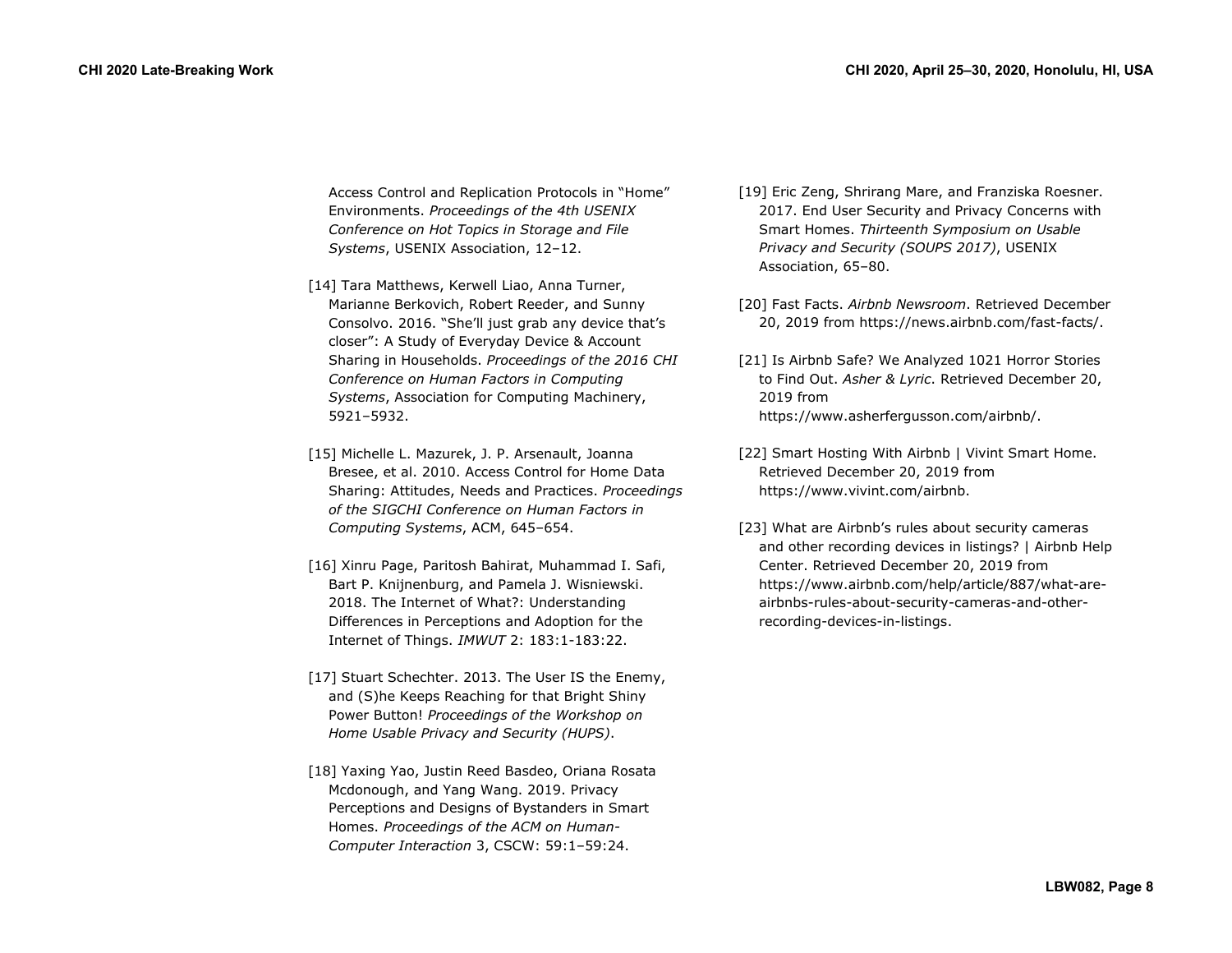Access Control and Replication Protocols in "Home" Environments. *Proceedings of the 4th USENIX Conference on Hot Topics in Storage and File Systems*, USENIX Association, 12–12.

[14] Tara Matthews, Kerwell Liao, Anna Turner, Marianne Berkovich, Robert Reeder, and Sunny Consolvo. 2016. "She'll just grab any device that's closer": A Study of Everyday Device & Account Sharing in Households. *Proceedings of the 2016 CHI Conference on Human Factors in Computing Systems*, Association for Computing Machinery, 5921–5932.

[15] Michelle L. Mazurek, J. P. Arsenault, Joanna Bresee, et al. 2010. Access Control for Home Data Sharing: Attitudes, Needs and Practices. *Proceedings of the SIGCHI Conference on Human Factors in Computing Systems*, ACM, 645–654.

[16] Xinru Page, Paritosh Bahirat, Muhammad I. Safi, Bart P. Knijnenburg, and Pamela J. Wisniewski. 2018. The Internet of What?: Understanding Differences in Perceptions and Adoption for the Internet of Things. *IMWUT* 2: 183:1-183:22.

[17] Stuart Schechter. 2013. The User IS the Enemy, and (S)he Keeps Reaching for that Bright Shiny Power Button! *Proceedings of the Workshop on Home Usable Privacy and Security (HUPS)*.

[18] Yaxing Yao, Justin Reed Basdeo, Oriana Rosata Mcdonough, and Yang Wang. 2019. Privacy Perceptions and Designs of Bystanders in Smart Homes. *Proceedings of the ACM on Human-Computer Interaction* 3, CSCW: 59:1–59:24.

[19] Eric Zeng, Shrirang Mare, and Franziska Roesner. 2017. End User Security and Privacy Concerns with Smart Homes. *Thirteenth Symposium on Usable Privacy and Security (SOUPS 2017)*, USENIX Association, 65–80.

[20] Fast Facts. *Airbnb Newsroom*. Retrieved December 20, 2019 from https://news.airbnb.com/fast-facts/.

[21] Is Airbnb Safe? We Analyzed 1021 Horror Stories to Find Out. *Asher & Lyric*. Retrieved December 20, 2019 from https://www.asherfergusson.com/airbnb/.

[22] Smart Hosting With Airbnb | Vivint Smart Home. Retrieved December 20, 2019 from https://www.vivint.com/airbnb.

[23] What are Airbnb's rules about security cameras and other recording devices in listings? | Airbnb Help Center. Retrieved December 20, 2019 from https://www.airbnb.com/help/article/887/what-are-airbnbs-rules-about-security-cameras-and-other-recording-devices-in-listings.